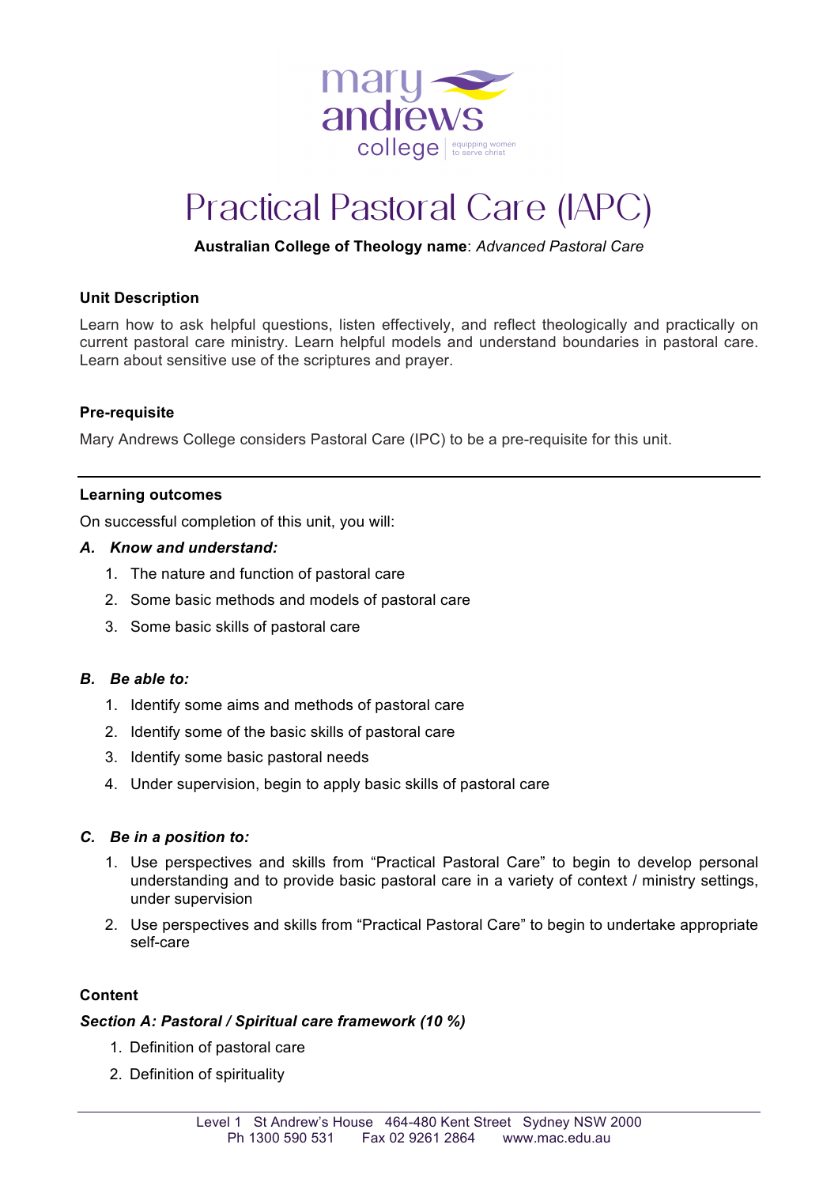# Practical Pastoral Care (IAPC)

**Australian College of Theology name**: *Advanced Pastoral Care*

### Unit Description

Learn how to ask helpful questions, listen effectively, and reflect theologically and practically on current pastoral care ministry. Learn helpful models and understand boundaries in pastoral care. Learn about sensitive use of the scriptures and prayer.

### Pre-requisite

Mary Andrews College considers Pastoral Care (IPC) to be a pre-requisite for this unit.

---

### Learning outcomes

On successful completion of this unit, you will:

***A. Know and understand:***

1. The nature and function of pastoral care
2. Some basic methods and models of pastoral care
3. Some basic skills of pastoral care

***B. Be able to:***

1. Identify some aims and methods of pastoral care
2. Identify some of the basic skills of pastoral care
3. Identify some basic pastoral needs
4. Under supervision, begin to apply basic skills of pastoral care

***C. Be in a position to:***

1. Use perspectives and skills from "Practical Pastoral Care" to begin to develop personal understanding and to provide basic pastoral care in a variety of context / ministry settings, under supervision
2. Use perspectives and skills from "Practical Pastoral Care" to begin to undertake appropriate self-care

### Content

***Section A: Pastoral / Spiritual care framework (10 %)***

1. Definition of pastoral care
2. Definition of spirituality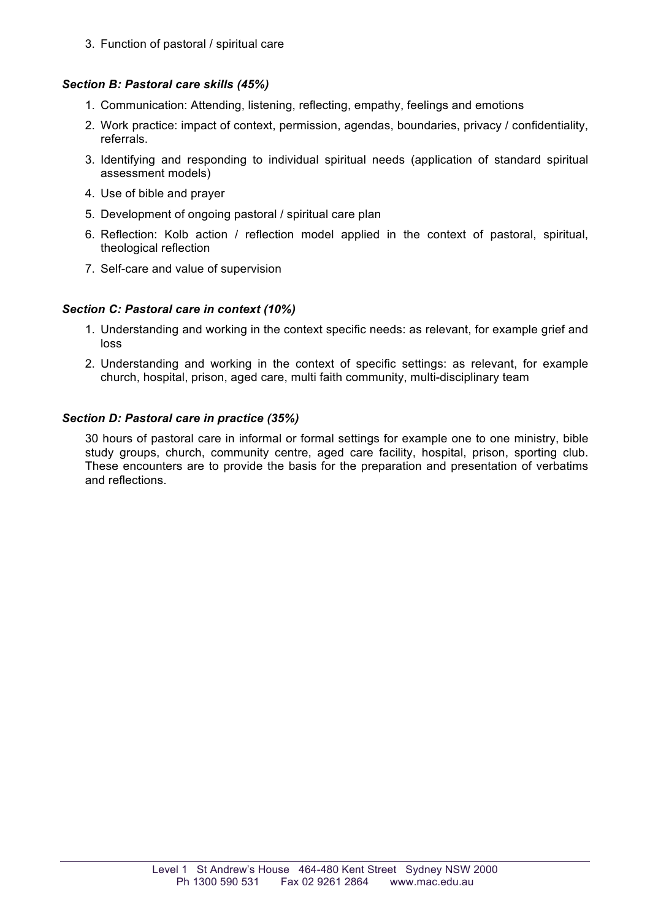3. Function of pastoral / spiritual care

***Section B: Pastoral care skills (45%)***

1. Communication: Attending, listening, reflecting, empathy, feelings and emotions
2. Work practice: impact of context, permission, agendas, boundaries, privacy / confidentiality, referrals.
3. Identifying and responding to individual spiritual needs (application of standard spiritual assessment models)
4. Use of bible and prayer
5. Development of ongoing pastoral / spiritual care plan
6. Reflection: Kolb action / reflection model applied in the context of pastoral, spiritual, theological reflection
7. Self-care and value of supervision

***Section C: Pastoral care in context (10%)***

1. Understanding and working in the context specific needs: as relevant, for example grief and loss
2. Understanding and working in the context of specific settings: as relevant, for example church, hospital, prison, aged care, multi faith community, multi-disciplinary team

***Section D: Pastoral care in practice (35%)***

30 hours of pastoral care in informal or formal settings for example one to one ministry, bible study groups, church, community centre, aged care facility, hospital, prison, sporting club. These encounters are to provide the basis for the preparation and presentation of verbatims and reflections.